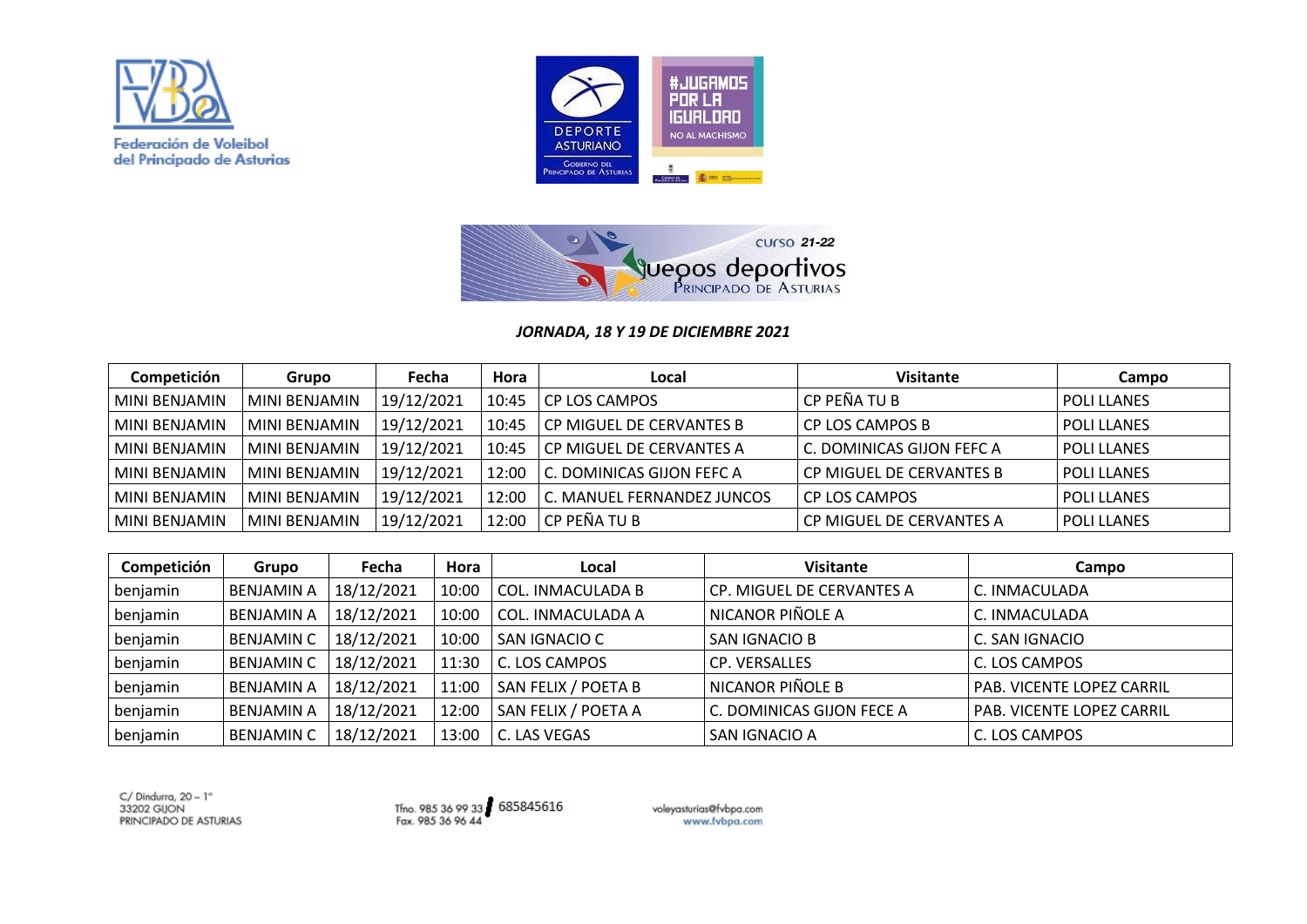Federación de Voleibol del Principado de Asturias

DEPORTE ASTURIANO — Gobierno del Principado de Asturias

#JUGAMOS POR LA IGUALDAD — NO AL MACHISMO

curso 21-22 — Juegos deportivos Principado de Asturias

***JORNADA, 18 Y 19 DE DICIEMBRE 2021***

| Competición | Grupo | Fecha | Hora | Local | Visitante | Campo |
|---|---|---|---|---|---|---|
| MINI BENJAMIN | MINI BENJAMIN | 19/12/2021 | 10:45 | CP LOS CAMPOS | CP PEÑA TU B | POLI LLANES |
| MINI BENJAMIN | MINI BENJAMIN | 19/12/2021 | 10:45 | CP MIGUEL DE CERVANTES B | CP LOS CAMPOS B | POLI LLANES |
| MINI BENJAMIN | MINI BENJAMIN | 19/12/2021 | 10:45 | CP MIGUEL DE CERVANTES A | C. DOMINICAS GIJON FEFC A | POLI LLANES |
| MINI BENJAMIN | MINI BENJAMIN | 19/12/2021 | 12:00 | C. DOMINICAS GIJON FEFC A | CP MIGUEL DE CERVANTES B | POLI LLANES |
| MINI BENJAMIN | MINI BENJAMIN | 19/12/2021 | 12:00 | C. MANUEL FERNANDEZ JUNCOS | CP LOS CAMPOS | POLI LLANES |
| MINI BENJAMIN | MINI BENJAMIN | 19/12/2021 | 12:00 | CP PEÑA TU B | CP MIGUEL DE CERVANTES A | POLI LLANES |

| Competición | Grupo | Fecha | Hora | Local | Visitante | Campo |
|---|---|---|---|---|---|---|
| benjamin | BENJAMIN A | 18/12/2021 | 10:00 | COL. INMACULADA B | CP. MIGUEL DE CERVANTES A | C. INMACULADA |
| benjamin | BENJAMIN A | 18/12/2021 | 10:00 | COL. INMACULADA A | NICANOR PIÑOLE A | C. INMACULADA |
| benjamin | BENJAMIN C | 18/12/2021 | 10:00 | SAN IGNACIO C | SAN IGNACIO B | C. SAN IGNACIO |
| benjamin | BENJAMIN C | 18/12/2021 | 11:30 | C. LOS CAMPOS | CP. VERSALLES | C. LOS CAMPOS |
| benjamin | BENJAMIN A | 18/12/2021 | 11:00 | SAN FELIX / POETA B | NICANOR PIÑOLE B | PAB. VICENTE LOPEZ CARRIL |
| benjamin | BENJAMIN A | 18/12/2021 | 12:00 | SAN FELIX / POETA A | C. DOMINICAS GIJON FECE A | PAB. VICENTE LOPEZ CARRIL |
| benjamin | BENJAMIN C | 18/12/2021 | 13:00 | C. LAS VEGAS | SAN IGNACIO A | C. LOS CAMPOS |

C/ Dindurra, 20 – 1º
33202 GIJON
PRINCIPADO DE ASTURIAS

Tfno. 985 36 99 33 / 685845616
Fax. 985 36 96 44

voleyasturias@fvbpa.com
www.fvbpa.com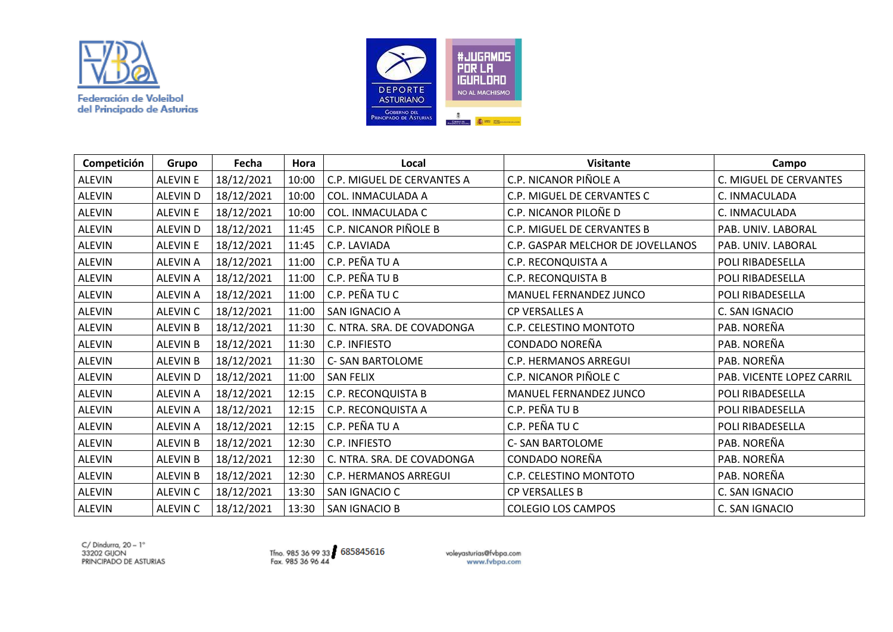| Competición | Grupo | Fecha | Hora | Local | Visitante | Campo |
|---|---|---|---|---|---|---|
| ALEVIN | ALEVIN E | 18/12/2021 | 10:00 | C.P. MIGUEL DE CERVANTES A | C.P. NICANOR PIÑOLE A | C. MIGUEL DE CERVANTES |
| ALEVIN | ALEVIN D | 18/12/2021 | 10:00 | COL. INMACULADA A | C.P. MIGUEL DE CERVANTES C | C. INMACULADA |
| ALEVIN | ALEVIN E | 18/12/2021 | 10:00 | COL. INMACULADA C | C.P. NICANOR PILOÑE D | C. INMACULADA |
| ALEVIN | ALEVIN D | 18/12/2021 | 11:45 | C.P. NICANOR PIÑOLE B | C.P. MIGUEL DE CERVANTES B | PAB. UNIV. LABORAL |
| ALEVIN | ALEVIN E | 18/12/2021 | 11:45 | C.P. LAVIADA | C.P. GASPAR MELCHOR DE JOVELLANOS | PAB. UNIV. LABORAL |
| ALEVIN | ALEVIN A | 18/12/2021 | 11:00 | C.P. PEÑA TU A | C.P. RECONQUISTA A | POLI RIBADESELLA |
| ALEVIN | ALEVIN A | 18/12/2021 | 11:00 | C.P. PEÑA TU B | C.P. RECONQUISTA B | POLI RIBADESELLA |
| ALEVIN | ALEVIN A | 18/12/2021 | 11:00 | C.P. PEÑA TU C | MANUEL FERNANDEZ JUNCO | POLI RIBADESELLA |
| ALEVIN | ALEVIN C | 18/12/2021 | 11:00 | SAN IGNACIO A | CP VERSALLES A | C. SAN IGNACIO |
| ALEVIN | ALEVIN B | 18/12/2021 | 11:30 | C. NTRA. SRA. DE COVADONGA | C.P. CELESTINO MONTOTO | PAB. NOREÑA |
| ALEVIN | ALEVIN B | 18/12/2021 | 11:30 | C.P. INFIESTO | CONDADO NOREÑA | PAB. NOREÑA |
| ALEVIN | ALEVIN B | 18/12/2021 | 11:30 | C- SAN BARTOLOME | C.P. HERMANOS ARREGUI | PAB. NOREÑA |
| ALEVIN | ALEVIN D | 18/12/2021 | 11:00 | SAN FELIX | C.P. NICANOR PIÑOLE C | PAB. VICENTE LOPEZ CARRIL |
| ALEVIN | ALEVIN A | 18/12/2021 | 12:15 | C.P. RECONQUISTA B | MANUEL FERNANDEZ JUNCO | POLI RIBADESELLA |
| ALEVIN | ALEVIN A | 18/12/2021 | 12:15 | C.P. RECONQUISTA A | C.P. PEÑA TU B | POLI RIBADESELLA |
| ALEVIN | ALEVIN A | 18/12/2021 | 12:15 | C.P. PEÑA TU A | C.P. PEÑA TU C | POLI RIBADESELLA |
| ALEVIN | ALEVIN B | 18/12/2021 | 12:30 | C.P. INFIESTO | C- SAN BARTOLOME | PAB. NOREÑA |
| ALEVIN | ALEVIN B | 18/12/2021 | 12:30 | C. NTRA. SRA. DE COVADONGA | CONDADO NOREÑA | PAB. NOREÑA |
| ALEVIN | ALEVIN B | 18/12/2021 | 12:30 | C.P. HERMANOS ARREGUI | C.P. CELESTINO MONTOTO | PAB. NOREÑA |
| ALEVIN | ALEVIN C | 18/12/2021 | 13:30 | SAN IGNACIO C | CP VERSALLES B | C. SAN IGNACIO |
| ALEVIN | ALEVIN C | 18/12/2021 | 13:30 | SAN IGNACIO B | COLEGIO LOS CAMPOS | C. SAN IGNACIO |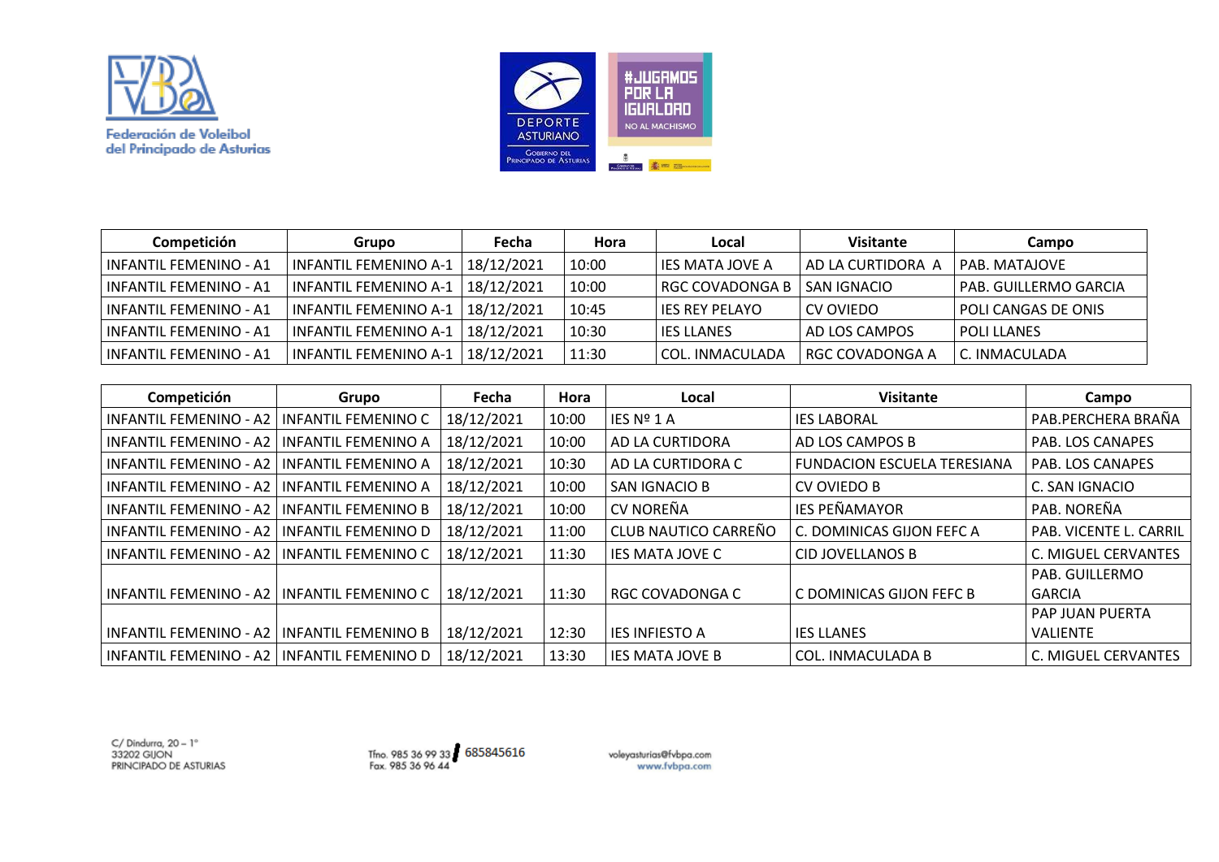| Competición | Grupo | Fecha | Hora | Local | Visitante | Campo |
|---|---|---|---|---|---|---|
| INFANTIL FEMENINO - A1 | INFANTIL FEMENINO A-1 | 18/12/2021 | 10:00 | IES MATA JOVE A | AD LA CURTIDORA A | PAB. MATAJOVE |
| INFANTIL FEMENINO - A1 | INFANTIL FEMENINO A-1 | 18/12/2021 | 10:00 | RGC COVADONGA B | SAN IGNACIO | PAB. GUILLERMO GARCIA |
| INFANTIL FEMENINO - A1 | INFANTIL FEMENINO A-1 | 18/12/2021 | 10:45 | IES REY PELAYO | CV OVIEDO | POLI CANGAS DE ONIS |
| INFANTIL FEMENINO - A1 | INFANTIL FEMENINO A-1 | 18/12/2021 | 10:30 | IES LLANES | AD LOS CAMPOS | POLI LLANES |
| INFANTIL FEMENINO - A1 | INFANTIL FEMENINO A-1 | 18/12/2021 | 11:30 | COL. INMACULADA | RGC COVADONGA A | C. INMACULADA |

| Competición | Grupo | Fecha | Hora | Local | Visitante | Campo |
|---|---|---|---|---|---|---|
| INFANTIL FEMENINO - A2 | INFANTIL FEMENINO C | 18/12/2021 | 10:00 | IES Nº 1 A | IES LABORAL | PAB.PERCHERA BRAÑA |
| INFANTIL FEMENINO - A2 | INFANTIL FEMENINO A | 18/12/2021 | 10:00 | AD LA CURTIDORA | AD LOS CAMPOS B | PAB. LOS CANAPES |
| INFANTIL FEMENINO - A2 | INFANTIL FEMENINO A | 18/12/2021 | 10:30 | AD LA CURTIDORA C | FUNDACION ESCUELA TERESIANA | PAB. LOS CANAPES |
| INFANTIL FEMENINO - A2 | INFANTIL FEMENINO A | 18/12/2021 | 10:00 | SAN IGNACIO B | CV OVIEDO B | C. SAN IGNACIO |
| INFANTIL FEMENINO - A2 | INFANTIL FEMENINO B | 18/12/2021 | 10:00 | CV NOREÑA | IES PEÑAMAYOR | PAB. NOREÑA |
| INFANTIL FEMENINO - A2 | INFANTIL FEMENINO D | 18/12/2021 | 11:00 | CLUB NAUTICO CARREÑO | C. DOMINICAS GIJON FEFC A | PAB. VICENTE L. CARRIL |
| INFANTIL FEMENINO - A2 | INFANTIL FEMENINO C | 18/12/2021 | 11:30 | IES MATA JOVE C | CID JOVELLANOS B | C. MIGUEL CERVANTES |
| INFANTIL FEMENINO - A2 | INFANTIL FEMENINO C | 18/12/2021 | 11:30 | RGC COVADONGA C | C DOMINICAS GIJON FEFC B | PAB. GUILLERMO GARCIA |
| INFANTIL FEMENINO - A2 | INFANTIL FEMENINO B | 18/12/2021 | 12:30 | IES INFIESTO A | IES LLANES | PAP JUAN PUERTA VALIENTE |
| INFANTIL FEMENINO - A2 | INFANTIL FEMENINO D | 18/12/2021 | 13:30 | IES MATA JOVE B | COL. INMACULADA B | C. MIGUEL CERVANTES |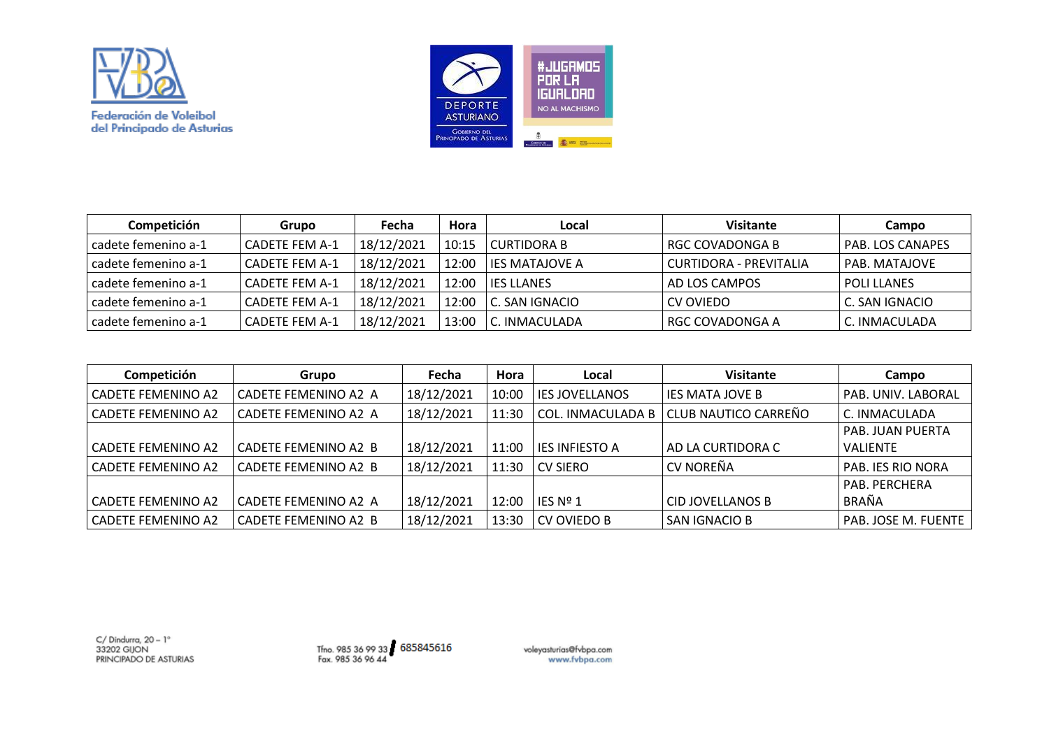Federación de Voleibol del Principado de Asturias

| Competición | Grupo | Fecha | Hora | Local | Visitante | Campo |
|---|---|---|---|---|---|---|
| cadete femenino a-1 | CADETE FEM A-1 | 18/12/2021 | 10:15 | CURTIDORA B | RGC COVADONGA B | PAB. LOS CANAPES |
| cadete femenino a-1 | CADETE FEM A-1 | 18/12/2021 | 12:00 | IES MATAJOVE A | CURTIDORA - PREVITALIA | PAB. MATAJOVE |
| cadete femenino a-1 | CADETE FEM A-1 | 18/12/2021 | 12:00 | IES LLANES | AD LOS CAMPOS | POLI LLANES |
| cadete femenino a-1 | CADETE FEM A-1 | 18/12/2021 | 12:00 | C. SAN IGNACIO | CV OVIEDO | C. SAN IGNACIO |
| cadete femenino a-1 | CADETE FEM A-1 | 18/12/2021 | 13:00 | C. INMACULADA | RGC COVADONGA A | C. INMACULADA |

| Competición | Grupo | Fecha | Hora | Local | Visitante | Campo |
|---|---|---|---|---|---|---|
| CADETE FEMENINO A2 | CADETE FEMENINO A2 A | 18/12/2021 | 10:00 | IES JOVELLANOS | IES MATA JOVE B | PAB. UNIV. LABORAL |
| CADETE FEMENINO A2 | CADETE FEMENINO A2 A | 18/12/2021 | 11:30 | COL. INMACULADA B | CLUB NAUTICO CARREÑO | C. INMACULADA |
| CADETE FEMENINO A2 | CADETE FEMENINO A2 B | 18/12/2021 | 11:00 | IES INFIESTO A | AD LA CURTIDORA C | PAB. JUAN PUERTA VALIENTE |
| CADETE FEMENINO A2 | CADETE FEMENINO A2 B | 18/12/2021 | 11:30 | CV SIERO | CV NOREÑA | PAB. IES RIO NORA |
| CADETE FEMENINO A2 | CADETE FEMENINO A2 A | 18/12/2021 | 12:00 | IES Nº 1 | CID JOVELLANOS B | PAB. PERCHERA BRAÑA |
| CADETE FEMENINO A2 | CADETE FEMENINO A2 B | 18/12/2021 | 13:30 | CV OVIEDO B | SAN IGNACIO B | PAB. JOSE M. FUENTE |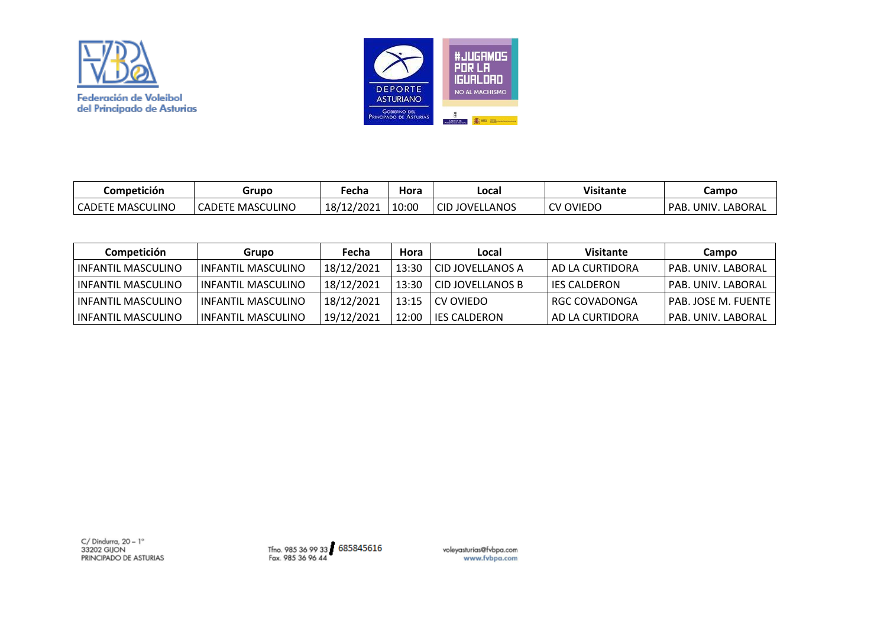| Competición | Grupo | Fecha | Hora | Local | Visitante | Campo |
|---|---|---|---|---|---|---|
| CADETE MASCULINO | CADETE MASCULINO | 18/12/2021 | 10:00 | CID JOVELLANOS | CV OVIEDO | PAB. UNIV. LABORAL |

| Competición | Grupo | Fecha | Hora | Local | Visitante | Campo |
|---|---|---|---|---|---|---|
| INFANTIL MASCULINO | INFANTIL MASCULINO | 18/12/2021 | 13:30 | CID JOVELLANOS A | AD LA CURTIDORA | PAB. UNIV. LABORAL |
| INFANTIL MASCULINO | INFANTIL MASCULINO | 18/12/2021 | 13:30 | CID JOVELLANOS B | IES CALDERON | PAB. UNIV. LABORAL |
| INFANTIL MASCULINO | INFANTIL MASCULINO | 18/12/2021 | 13:15 | CV OVIEDO | RGC COVADONGA | PAB. JOSE M. FUENTE |
| INFANTIL MASCULINO | INFANTIL MASCULINO | 19/12/2021 | 12:00 | IES CALDERON | AD LA CURTIDORA | PAB. UNIV. LABORAL |